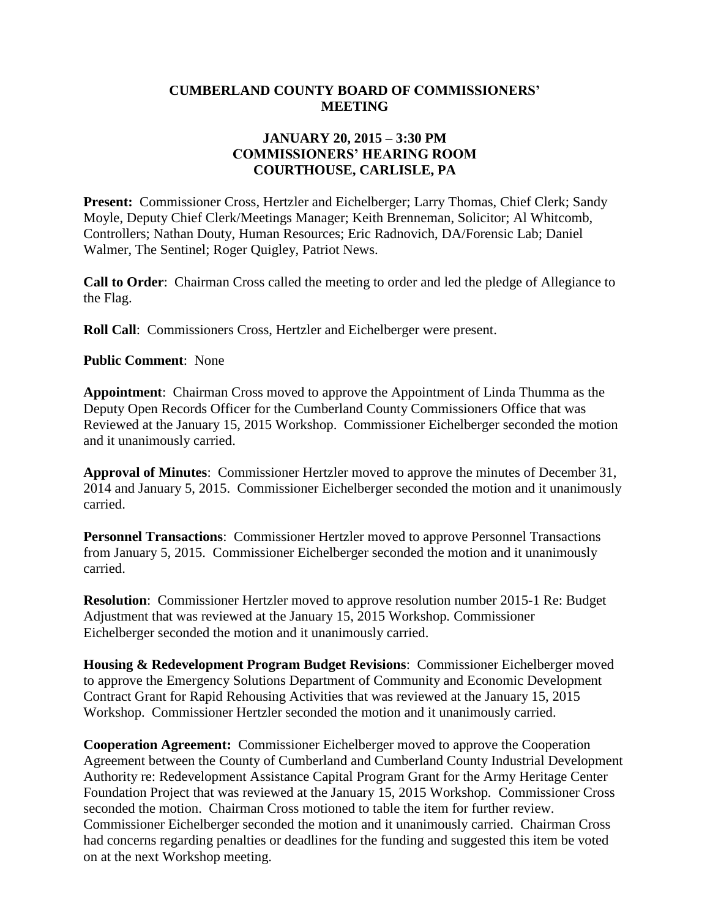# CUMBERLAND COUNTY BOARD OF COMMISSIONERS' MEETING

## JANUARY 20, 2015 – 3:30 PM
## COMMISSIONERS' HEARING ROOM
## COURTHOUSE, CARLISLE, PA

**Present:** Commissioner Cross, Hertzler and Eichelberger; Larry Thomas, Chief Clerk; Sandy Moyle, Deputy Chief Clerk/Meetings Manager; Keith Brenneman, Solicitor; Al Whitcomb, Controllers; Nathan Douty, Human Resources; Eric Radnovich, DA/Forensic Lab; Daniel Walmer, The Sentinel; Roger Quigley, Patriot News.

**Call to Order**: Chairman Cross called the meeting to order and led the pledge of Allegiance to the Flag.

**Roll Call**: Commissioners Cross, Hertzler and Eichelberger were present.

**Public Comment**: None

**Appointment**: Chairman Cross moved to approve the Appointment of Linda Thumma as the Deputy Open Records Officer for the Cumberland County Commissioners Office that was Reviewed at the January 15, 2015 Workshop. Commissioner Eichelberger seconded the motion and it unanimously carried.

**Approval of Minutes**: Commissioner Hertzler moved to approve the minutes of December 31, 2014 and January 5, 2015. Commissioner Eichelberger seconded the motion and it unanimously carried.

**Personnel Transactions**: Commissioner Hertzler moved to approve Personnel Transactions from January 5, 2015. Commissioner Eichelberger seconded the motion and it unanimously carried.

**Resolution**: Commissioner Hertzler moved to approve resolution number 2015-1 Re: Budget Adjustment that was reviewed at the January 15, 2015 Workshop. Commissioner Eichelberger seconded the motion and it unanimously carried.

**Housing & Redevelopment Program Budget Revisions**: Commissioner Eichelberger moved to approve the Emergency Solutions Department of Community and Economic Development Contract Grant for Rapid Rehousing Activities that was reviewed at the January 15, 2015 Workshop. Commissioner Hertzler seconded the motion and it unanimously carried.

**Cooperation Agreement:** Commissioner Eichelberger moved to approve the Cooperation Agreement between the County of Cumberland and Cumberland County Industrial Development Authority re: Redevelopment Assistance Capital Program Grant for the Army Heritage Center Foundation Project that was reviewed at the January 15, 2015 Workshop. Commissioner Cross seconded the motion. Chairman Cross motioned to table the item for further review. Commissioner Eichelberger seconded the motion and it unanimously carried. Chairman Cross had concerns regarding penalties or deadlines for the funding and suggested this item be voted on at the next Workshop meeting.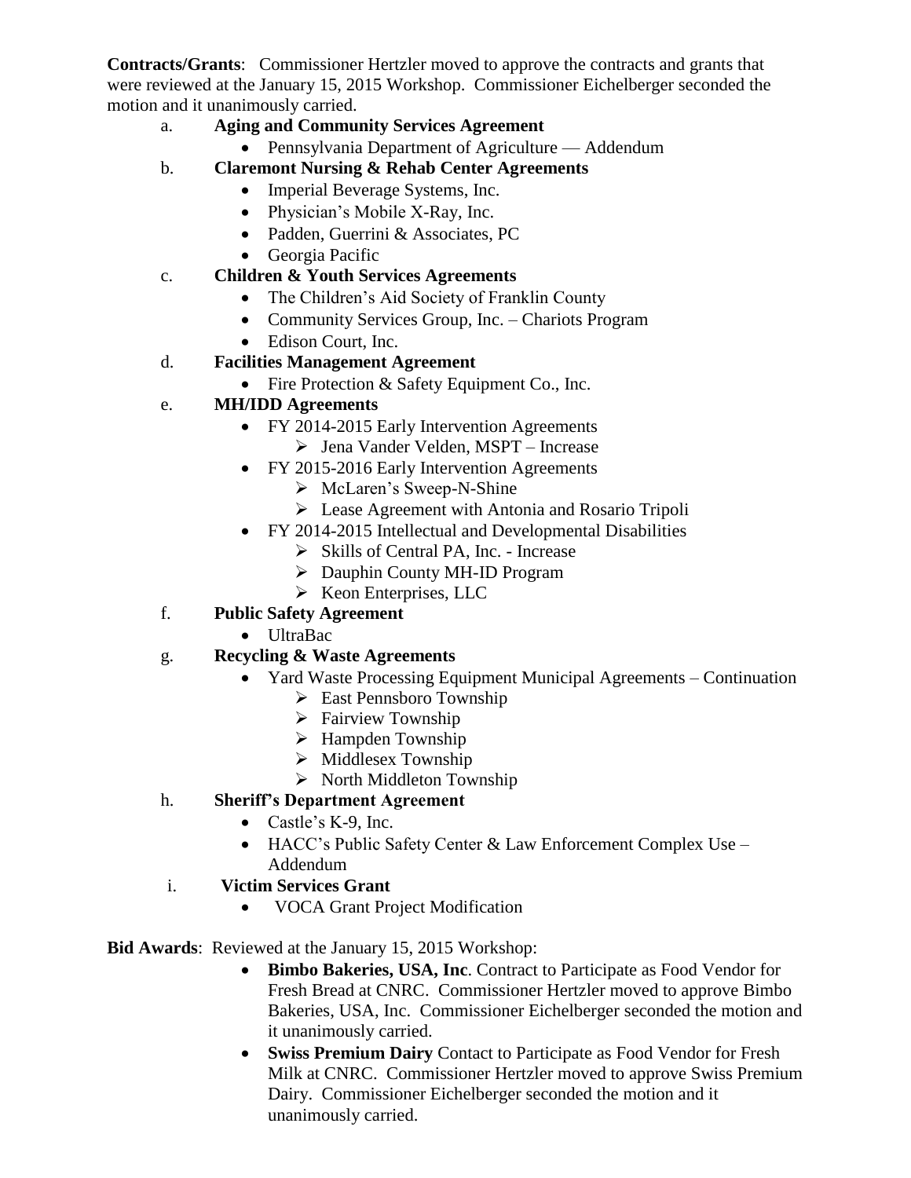**Contracts/Grants**: Commissioner Hertzler moved to approve the contracts and grants that were reviewed at the January 15, 2015 Workshop. Commissioner Eichelberger seconded the motion and it unanimously carried.

a. **Aging and Community Services Agreement**
   - Pennsylvania Department of Agriculture — Addendum

b. **Claremont Nursing & Rehab Center Agreements**
   - Imperial Beverage Systems, Inc.
   - Physician's Mobile X-Ray, Inc.
   - Padden, Guerrini & Associates, PC
   - Georgia Pacific

c. **Children & Youth Services Agreements**
   - The Children's Aid Society of Franklin County
   - Community Services Group, Inc. – Chariots Program
   - Edison Court, Inc.

d. **Facilities Management Agreement**
   - Fire Protection & Safety Equipment Co., Inc.

e. **MH/IDD Agreements**
   - FY 2014-2015 Early Intervention Agreements
     - Jena Vander Velden, MSPT – Increase
   - FY 2015-2016 Early Intervention Agreements
     - McLaren's Sweep-N-Shine
     - Lease Agreement with Antonia and Rosario Tripoli
   - FY 2014-2015 Intellectual and Developmental Disabilities
     - Skills of Central PA, Inc. - Increase
     - Dauphin County MH-ID Program
     - Keon Enterprises, LLC

f. **Public Safety Agreement**
   - UltraBac

g. **Recycling & Waste Agreements**
   - Yard Waste Processing Equipment Municipal Agreements – Continuation
     - East Pennsboro Township
     - Fairview Township
     - Hampden Township
     - Middlesex Township
     - North Middleton Township

h. **Sheriff's Department Agreement**
   - Castle's K-9, Inc.
   - HACC's Public Safety Center & Law Enforcement Complex Use – Addendum

i. **Victim Services Grant**
   - VOCA Grant Project Modification

**Bid Awards**: Reviewed at the January 15, 2015 Workshop:

- **Bimbo Bakeries, USA, Inc**. Contract to Participate as Food Vendor for Fresh Bread at CNRC. Commissioner Hertzler moved to approve Bimbo Bakeries, USA, Inc. Commissioner Eichelberger seconded the motion and it unanimously carried.
- **Swiss Premium Dairy** Contact to Participate as Food Vendor for Fresh Milk at CNRC. Commissioner Hertzler moved to approve Swiss Premium Dairy. Commissioner Eichelberger seconded the motion and it unanimously carried.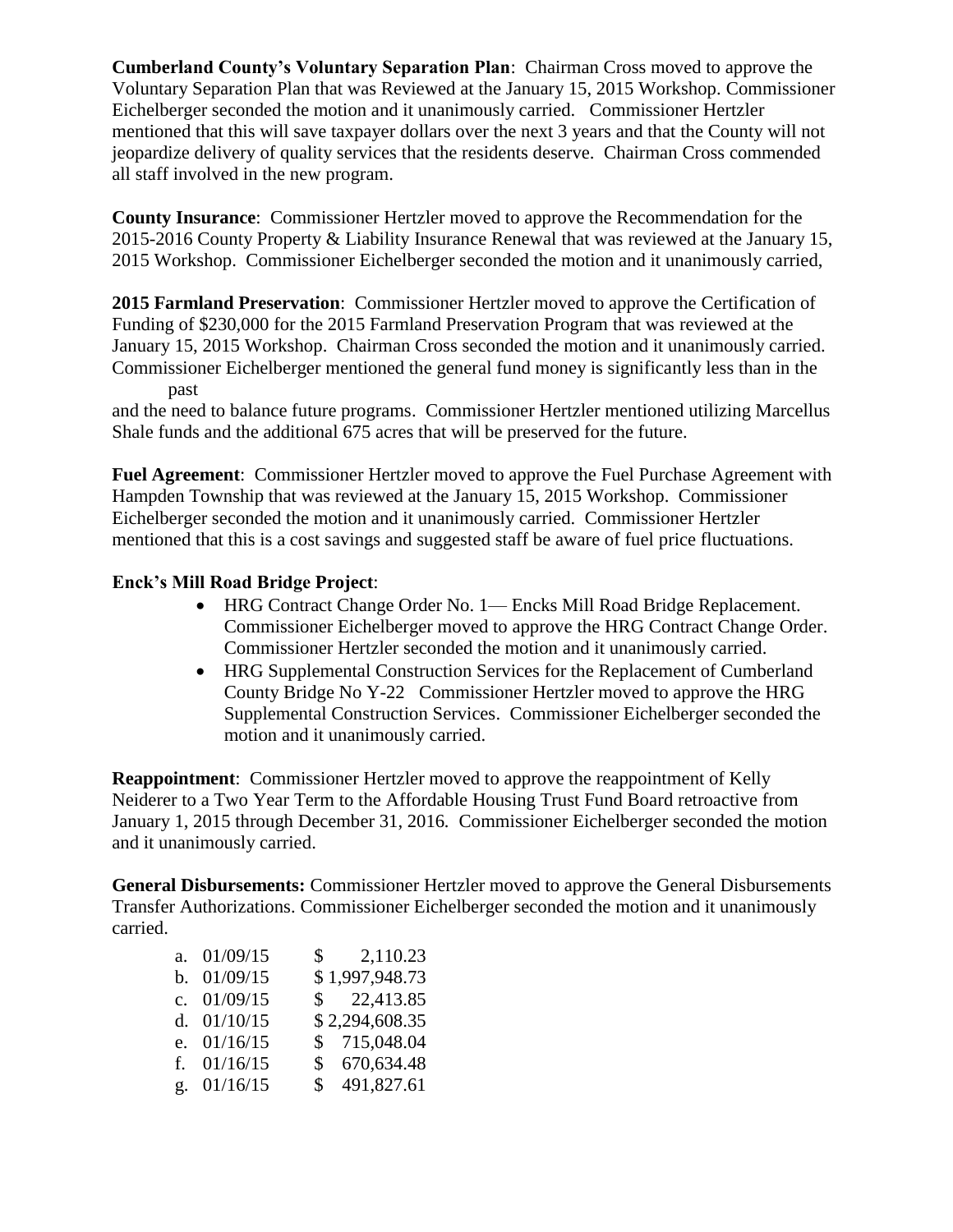**Cumberland County's Voluntary Separation Plan**: Chairman Cross moved to approve the Voluntary Separation Plan that was Reviewed at the January 15, 2015 Workshop. Commissioner Eichelberger seconded the motion and it unanimously carried. Commissioner Hertzler mentioned that this will save taxpayer dollars over the next 3 years and that the County will not jeopardize delivery of quality services that the residents deserve. Chairman Cross commended all staff involved in the new program.

**County Insurance**: Commissioner Hertzler moved to approve the Recommendation for the 2015-2016 County Property & Liability Insurance Renewal that was reviewed at the January 15, 2015 Workshop. Commissioner Eichelberger seconded the motion and it unanimously carried,

**2015 Farmland Preservation**: Commissioner Hertzler moved to approve the Certification of Funding of $230,000 for the 2015 Farmland Preservation Program that was reviewed at the January 15, 2015 Workshop. Chairman Cross seconded the motion and it unanimously carried. Commissioner Eichelberger mentioned the general fund money is significantly less than in the past and the need to balance future programs. Commissioner Hertzler mentioned utilizing Marcellus Shale funds and the additional 675 acres that will be preserved for the future.

**Fuel Agreement**: Commissioner Hertzler moved to approve the Fuel Purchase Agreement with Hampden Township that was reviewed at the January 15, 2015 Workshop. Commissioner Eichelberger seconded the motion and it unanimously carried. Commissioner Hertzler mentioned that this is a cost savings and suggested staff be aware of fuel price fluctuations.

**Enck's Mill Road Bridge Project**:

- HRG Contract Change Order No. 1— Encks Mill Road Bridge Replacement. Commissioner Eichelberger moved to approve the HRG Contract Change Order. Commissioner Hertzler seconded the motion and it unanimously carried.
- HRG Supplemental Construction Services for the Replacement of Cumberland County Bridge No Y-22 Commissioner Hertzler moved to approve the HRG Supplemental Construction Services. Commissioner Eichelberger seconded the motion and it unanimously carried.

**Reappointment**: Commissioner Hertzler moved to approve the reappointment of Kelly Neiderer to a Two Year Term to the Affordable Housing Trust Fund Board retroactive from January 1, 2015 through December 31, 2016. Commissioner Eichelberger seconded the motion and it unanimously carried.

**General Disbursements:** Commissioner Hertzler moved to approve the General Disbursements Transfer Authorizations. Commissioner Eichelberger seconded the motion and it unanimously carried.

| | | |
|---|---|---|
| a. | 01/09/15 | $ 2,110.23 |
| b. | 01/09/15 | $ 1,997,948.73 |
| c. | 01/09/15 | $ 22,413.85 |
| d. | 01/10/15 | $ 2,294,608.35 |
| e. | 01/16/15 | $ 715,048.04 |
| f. | 01/16/15 | $ 670,634.48 |
| g. | 01/16/15 | $ 491,827.61 |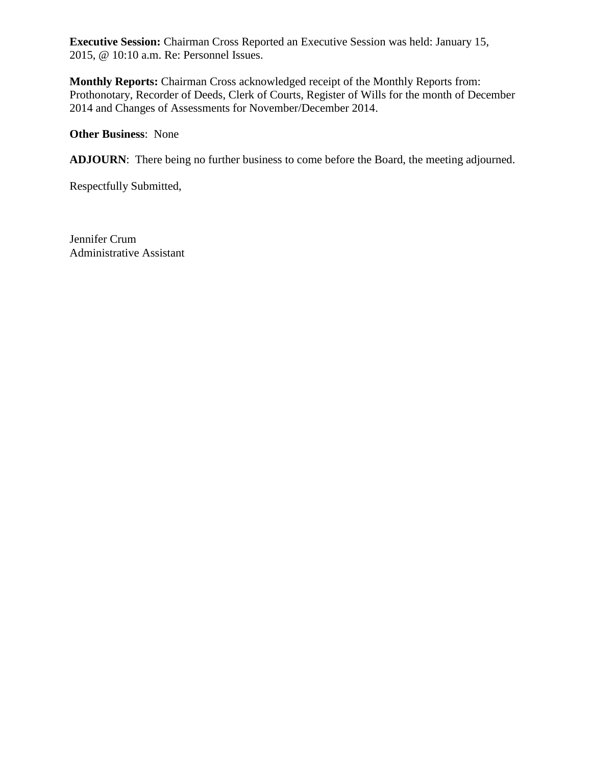**Executive Session:** Chairman Cross Reported an Executive Session was held: January 15, 2015, @ 10:10 a.m. Re: Personnel Issues.

**Monthly Reports:** Chairman Cross acknowledged receipt of the Monthly Reports from: Prothonotary, Recorder of Deeds, Clerk of Courts, Register of Wills for the month of December 2014 and Changes of Assessments for November/December 2014.

**Other Business**: None

**ADJOURN**: There being no further business to come before the Board, the meeting adjourned.

Respectfully Submitted,

Jennifer Crum
Administrative Assistant